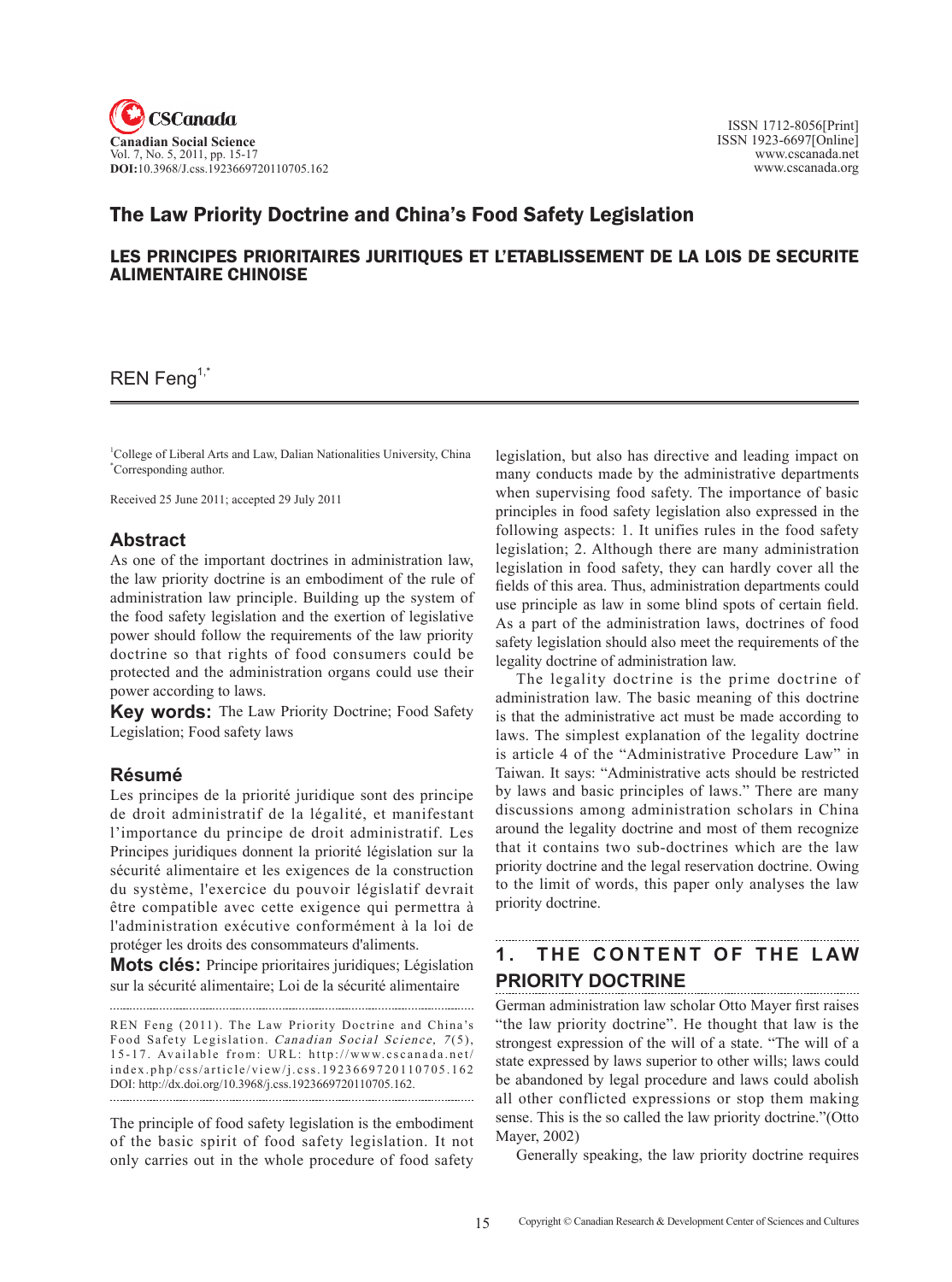# The Law Priority Doctrine and China's Food Safety Legislation

## LES PRINCIPES PRIORITAIRES JURITIQUES ET L'ETABLISSEMENT DE LA LOIS DE SECURITE ALIMENTAIRE CHINOISE

REN Feng[1,*]

[1]College of Liberal Arts and Law, Dalian Nationalities University, China
[*]Corresponding author.

Received 25 June 2011; accepted 29 July 2011

## Abstract

As one of the important doctrines in administration law, the law priority doctrine is an embodiment of the rule of administration law principle. Building up the system of the food safety legislation and the exertion of legislative power should follow the requirements of the law priority doctrine so that rights of food consumers could be protected and the administration organs could use their power according to laws.

**Key words:** The Law Priority Doctrine; Food Safety Legislation; Food safety laws

## Résumé

Les principes de la priorité juridique sont des principe de droit administratif de la légalité, et manifestant l'importance du principe de droit administratif. Les Principes juridiques donnent la priorité législation sur la sécurité alimentaire et les exigences de la construction du système, l'exercice du pouvoir législatif devrait être compatible avec cette exigence qui permettra à l'administration exécutive conformément à la loi de protéger les droits des consommateurs d'aliments.

**Mots clés:** Principe prioritaires juridiques; Législation sur la sécurité alimentaire; Loi de la sécurité alimentaire

REN Feng (2011). The Law Priority Doctrine and China's Food Safety Legislation. *Canadian Social Science, 7*(5), 15-17. Available from: URL: http://www.cscanada.net/index.php/css/article/view/j.css.1923669720110705.162
DOI: http://dx.doi.org/10.3968/j.css.1923669720110705.162.

The principle of food safety legislation is the embodiment of the basic spirit of food safety legislation. It not only carries out in the whole procedure of food safety legislation, but also has directive and leading impact on many conducts made by the administrative departments when supervising food safety. The importance of basic principles in food safety legislation also expressed in the following aspects: 1. It unifies rules in the food safety legislation; 2. Although there are many administration legislation in food safety, they can hardly cover all the fields of this area. Thus, administration departments could use principle as law in some blind spots of certain field. As a part of the administration laws, doctrines of food safety legislation should also meet the requirements of the legality doctrine of administration law.

The legality doctrine is the prime doctrine of administration law. The basic meaning of this doctrine is that the administrative act must be made according to laws. The simplest explanation of the legality doctrine is article 4 of the "Administrative Procedure Law" in Taiwan. It says: "Administrative acts should be restricted by laws and basic principles of laws." There are many discussions among administration scholars in China around the legality doctrine and most of them recognize that it contains two sub-doctrines which are the law priority doctrine and the legal reservation doctrine. Owing to the limit of words, this paper only analyses the law priority doctrine.

## 1. THE CONTENT OF THE LAW PRIORITY DOCTRINE

German administration law scholar Otto Mayer first raises "the law priority doctrine". He thought that law is the strongest expression of the will of a state. "The will of a state expressed by laws superior to other wills; laws could be abandoned by legal procedure and laws could abolish all other conflicted expressions or stop them making sense. This is the so called the law priority doctrine."(Otto Mayer, 2002)

Generally speaking, the law priority doctrine requires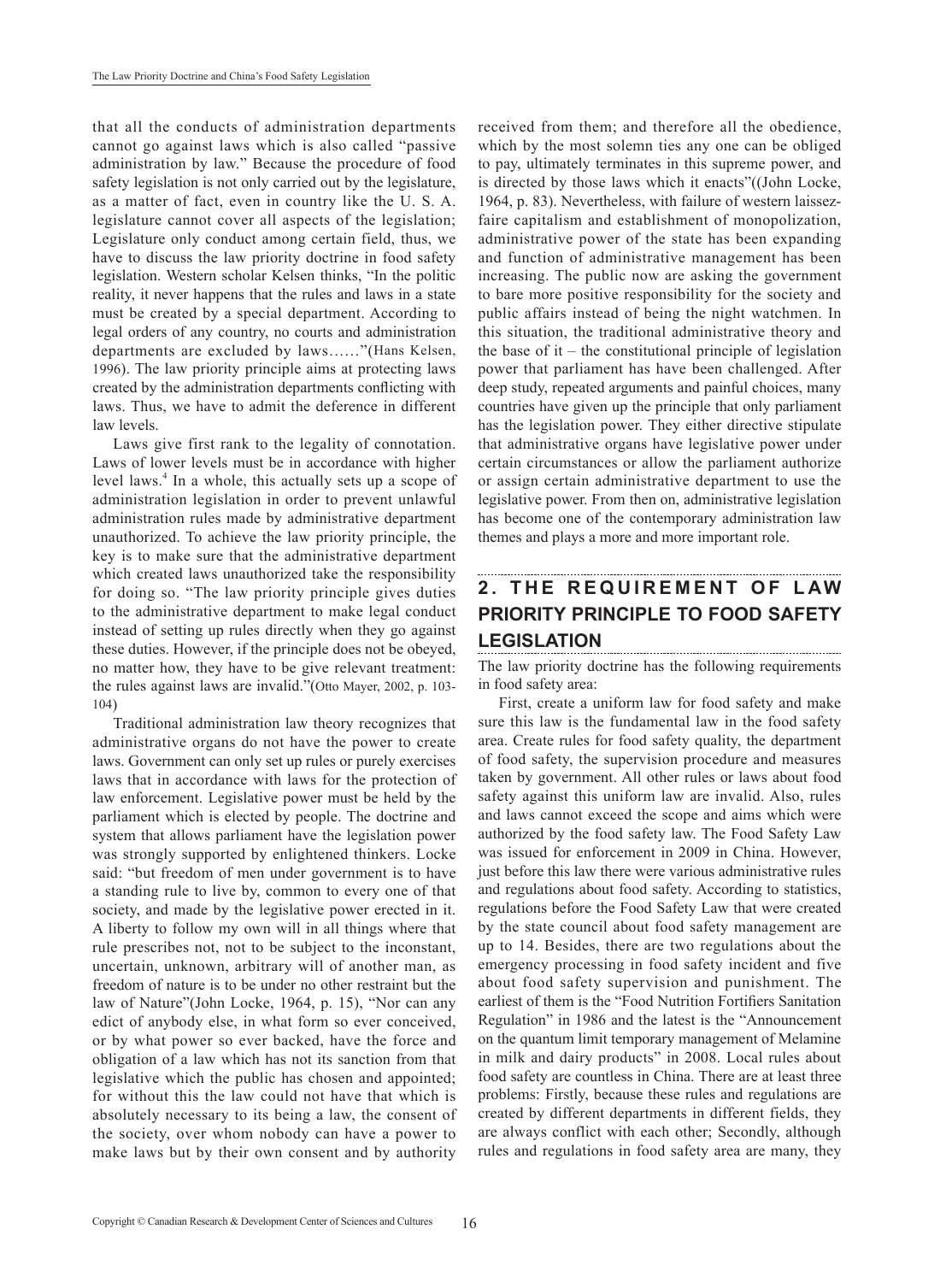that all the conducts of administration departments cannot go against laws which is also called "passive administration by law." Because the procedure of food safety legislation is not only carried out by the legislature, as a matter of fact, even in country like the U. S. A. legislature cannot cover all aspects of the legislation; Legislature only conduct among certain field, thus, we have to discuss the law priority doctrine in food safety legislation. Western scholar Kelsen thinks, "In the politic reality, it never happens that the rules and laws in a state must be created by a special department. According to legal orders of any country, no courts and administration departments are excluded by laws……"(Hans Kelsen, 1996). The law priority principle aims at protecting laws created by the administration departments conflicting with laws. Thus, we have to admit the deference in different law levels.

Laws give first rank to the legality of connotation. Laws of lower levels must be in accordance with higher level laws.[4] In a whole, this actually sets up a scope of administration legislation in order to prevent unlawful administration rules made by administrative department unauthorized. To achieve the law priority principle, the key is to make sure that the administrative department which created laws unauthorized take the responsibility for doing so. "The law priority principle gives duties to the administrative department to make legal conduct instead of setting up rules directly when they go against these duties. However, if the principle does not be obeyed, no matter how, they have to be give relevant treatment: the rules against laws are invalid."(Otto Mayer, 2002, p. 103-104)

Traditional administration law theory recognizes that administrative organs do not have the power to create laws. Government can only set up rules or purely exercises laws that in accordance with laws for the protection of law enforcement. Legislative power must be held by the parliament which is elected by people. The doctrine and system that allows parliament have the legislation power was strongly supported by enlightened thinkers. Locke said: "but freedom of men under government is to have a standing rule to live by, common to every one of that society, and made by the legislative power erected in it. A liberty to follow my own will in all things where that rule prescribes not, not to be subject to the inconstant, uncertain, unknown, arbitrary will of another man, as freedom of nature is to be under no other restraint but the law of Nature"(John Locke, 1964, p. 15), "Nor can any edict of anybody else, in what form so ever conceived, or by what power so ever backed, have the force and obligation of a law which has not its sanction from that legislative which the public has chosen and appointed; for without this the law could not have that which is absolutely necessary to its being a law, the consent of the society, over whom nobody can have a power to make laws but by their own consent and by authority received from them; and therefore all the obedience, which by the most solemn ties any one can be obliged to pay, ultimately terminates in this supreme power, and is directed by those laws which it enacts"((John Locke, 1964, p. 83). Nevertheless, with failure of western laissez-faire capitalism and establishment of monopolization, administrative power of the state has been expanding and function of administrative management has been increasing. The public now are asking the government to bare more positive responsibility for the society and public affairs instead of being the night watchmen. In this situation, the traditional administrative theory and the base of it – the constitutional principle of legislation power that parliament has have been challenged. After deep study, repeated arguments and painful choices, many countries have given up the principle that only parliament has the legislation power. They either directive stipulate that administrative organs have legislative power under certain circumstances or allow the parliament authorize or assign certain administrative department to use the legislative power. From then on, administrative legislation has become one of the contemporary administration law themes and plays a more and more important role.

## 2. THE REQUIREMENT OF LAW PRIORITY PRINCIPLE TO FOOD SAFETY LEGISLATION

The law priority doctrine has the following requirements in food safety area:

First, create a uniform law for food safety and make sure this law is the fundamental law in the food safety area. Create rules for food safety quality, the department of food safety, the supervision procedure and measures taken by government. All other rules or laws about food safety against this uniform law are invalid. Also, rules and laws cannot exceed the scope and aims which were authorized by the food safety law. The Food Safety Law was issued for enforcement in 2009 in China. However, just before this law there were various administrative rules and regulations about food safety. According to statistics, regulations before the Food Safety Law that were created by the state council about food safety management are up to 14. Besides, there are two regulations about the emergency processing in food safety incident and five about food safety supervision and punishment. The earliest of them is the "Food Nutrition Fortifiers Sanitation Regulation" in 1986 and the latest is the "Announcement on the quantum limit temporary management of Melamine in milk and dairy products" in 2008. Local rules about food safety are countless in China. There are at least three problems: Firstly, because these rules and regulations are created by different departments in different fields, they are always conflict with each other; Secondly, although rules and regulations in food safety area are many, they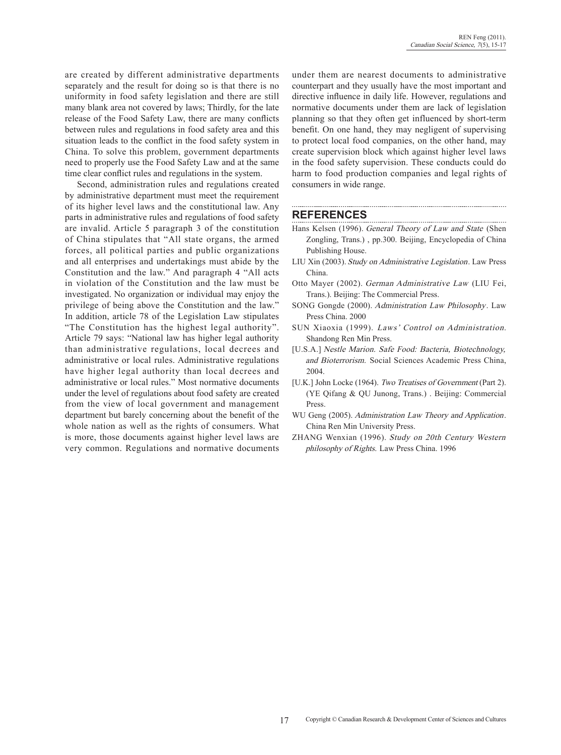are created by different administrative departments separately and the result for doing so is that there is no uniformity in food safety legislation and there are still many blank area not covered by laws; Thirdly, for the late release of the Food Safety Law, there are many conflicts between rules and regulations in food safety area and this situation leads to the conflict in the food safety system in China. To solve this problem, government departments need to properly use the Food Safety Law and at the same time clear conflict rules and regulations in the system.

Second, administration rules and regulations created by administrative department must meet the requirement of its higher level laws and the constitutional law. Any parts in administrative rules and regulations of food safety are invalid. Article 5 paragraph 3 of the constitution of China stipulates that "All state organs, the armed forces, all political parties and public organizations and all enterprises and undertakings must abide by the Constitution and the law." And paragraph 4 "All acts in violation of the Constitution and the law must be investigated. No organization or individual may enjoy the privilege of being above the Constitution and the law." In addition, article 78 of the Legislation Law stipulates "The Constitution has the highest legal authority". Article 79 says: "National law has higher legal authority than administrative regulations, local decrees and administrative or local rules. Administrative regulations have higher legal authority than local decrees and administrative or local rules." Most normative documents under the level of regulations about food safety are created from the view of local government and management department but barely concerning about the benefit of the whole nation as well as the rights of consumers. What is more, those documents against higher level laws are very common. Regulations and normative documents under them are nearest documents to administrative counterpart and they usually have the most important and directive influence in daily life. However, regulations and normative documents under them are lack of legislation planning so that they often get influenced by short-term benefit. On one hand, they may negligent of supervising to protect local food companies, on the other hand, may create supervision block which against higher level laws in the food safety supervision. These conducts could do harm to food production companies and legal rights of consumers in wide range.

## REFERENCES

Hans Kelsen (1996). *General Theory of Law and State* (Shen Zongling, Trans.) , pp.300. Beijing, Encyclopedia of China Publishing House.

LIU Xin (2003). *Study on Administrative Legislation*. Law Press China.

Otto Mayer (2002). *German Administrative Law* (LIU Fei, Trans.). Beijing: The Commercial Press.

SONG Gongde (2000). *Administration Law Philosophy*. Law Press China. 2000

SUN Xiaoxia (1999). *Laws' Control on Administration*. Shandong Ren Min Press.

[U.S.A.] *Nestle Marion. Safe Food: Bacteria, Biotechnology, and Bioterrorism.* Social Sciences Academic Press China, 2004.

[U.K.] John Locke (1964). *Two Treatises of Government* (Part 2). (YE Qifang & QU Junong, Trans.) . Beijing: Commercial Press.

WU Geng (2005). *Administration Law Theory and Application*. China Ren Min University Press.

ZHANG Wenxian (1996). *Study on 20th Century Western philosophy of Rights*. Law Press China. 1996